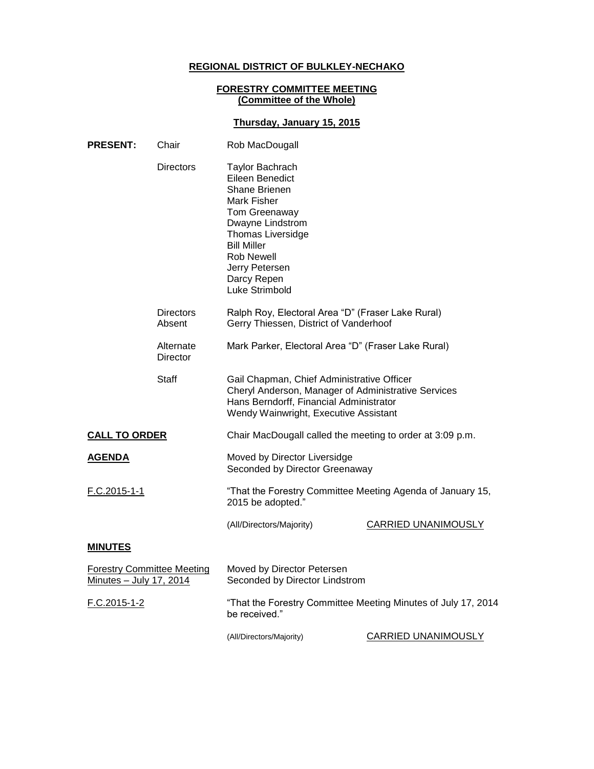**REGIONAL DISTRICT OF BULKLEY-NECHAKO**

**FORESTRY COMMITTEE MEETING**
**(Committee of the Whole)**

**Thursday, January 15, 2015**

**PRESENT:**

Chair: Rob MacDougall

Directors:
Taylor Bachrach
Eileen Benedict
Shane Brienen
Mark Fisher
Tom Greenaway
Dwayne Lindstrom
Thomas Liversidge
Bill Miller
Rob Newell
Jerry Petersen
Darcy Repen
Luke Strimbold

Directors Absent:
Ralph Roy, Electoral Area "D" (Fraser Lake Rural)
Gerry Thiessen, District of Vanderhoof

Alternate Director:
Mark Parker, Electoral Area "D" (Fraser Lake Rural)

Staff:
Gail Chapman, Chief Administrative Officer
Cheryl Anderson, Manager of Administrative Services
Hans Berndorff, Financial Administrator
Wendy Wainwright, Executive Assistant

**CALL TO ORDER**

Chair MacDougall called the meeting to order at 3:09 p.m.

**AGENDA**

Moved by Director Liversidge
Seconded by Director Greenaway

F.C.2015-1-1

"That the Forestry Committee Meeting Agenda of January 15, 2015 be adopted."

(All/Directors/Majority) CARRIED UNANIMOUSLY

**MINUTES**

Forestry Committee Meeting Minutes – July 17, 2014

Moved by Director Petersen
Seconded by Director Lindstrom

F.C.2015-1-2

"That the Forestry Committee Meeting Minutes of July 17, 2014 be received."

(All/Directors/Majority) CARRIED UNANIMOUSLY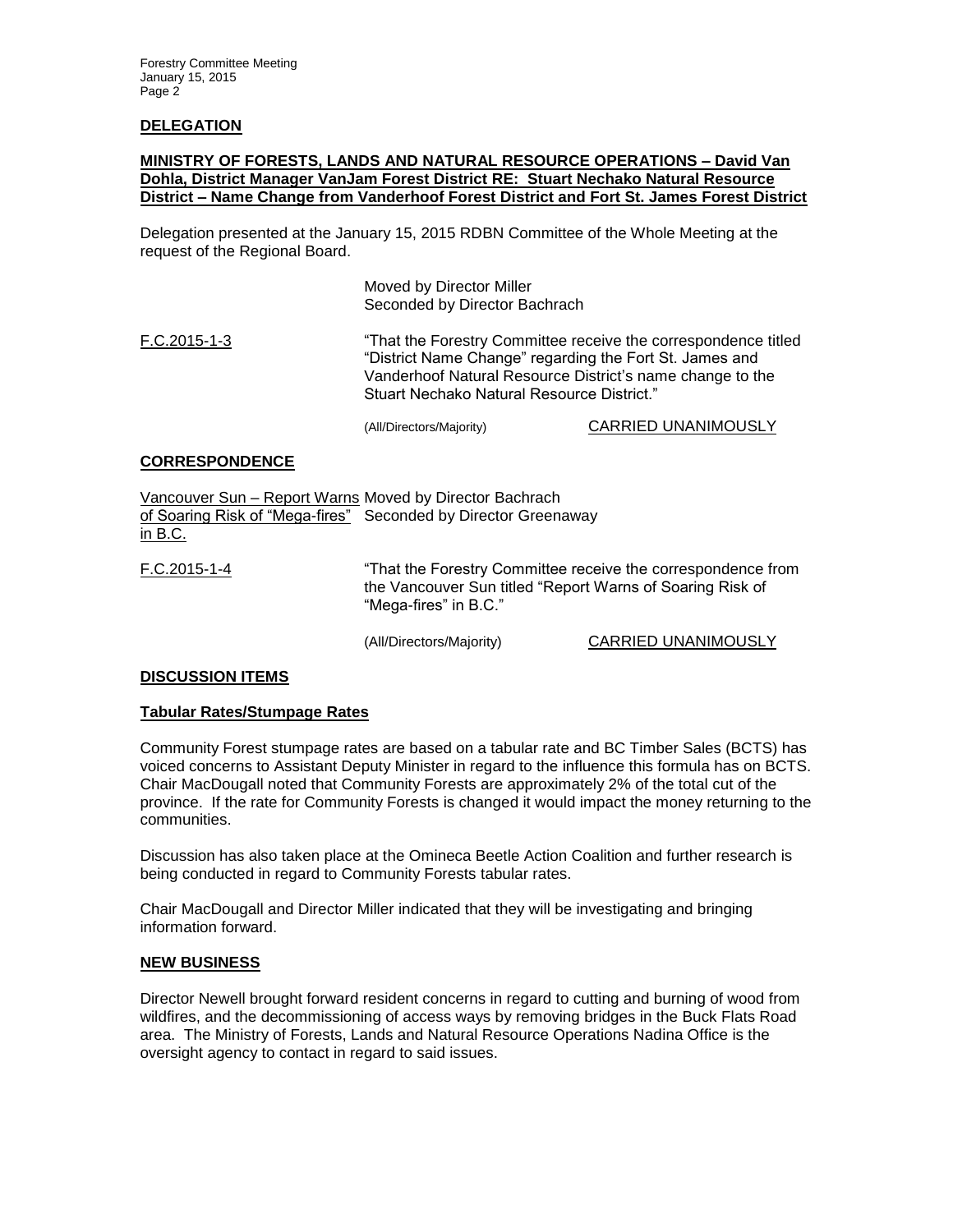## DELEGATION

**MINISTRY OF FORESTS, LANDS AND NATURAL RESOURCE OPERATIONS – David Van Dohla, District Manager VanJam Forest District RE: Stuart Nechako Natural Resource District – Name Change from Vanderhoof Forest District and Fort St. James Forest District**

Delegation presented at the January 15, 2015 RDBN Committee of the Whole Meeting at the request of the Regional Board.

Moved by Director Miller
Seconded by Director Bachrach

F.C.2015-1-3 "That the Forestry Committee receive the correspondence titled "District Name Change" regarding the Fort St. James and Vanderhoof Natural Resource District's name change to the Stuart Nechako Natural Resource District."

(All/Directors/Majority) CARRIED UNANIMOUSLY

## CORRESPONDENCE

Vancouver Sun – Report Warns of Soaring Risk of "Mega-fires" in B.C.

Moved by Director Bachrach
Seconded by Director Greenaway

F.C.2015-1-4 "That the Forestry Committee receive the correspondence from the Vancouver Sun titled "Report Warns of Soaring Risk of "Mega-fires" in B.C."

(All/Directors/Majority) CARRIED UNANIMOUSLY

## DISCUSSION ITEMS

### Tabular Rates/Stumpage Rates

Community Forest stumpage rates are based on a tabular rate and BC Timber Sales (BCTS) has voiced concerns to Assistant Deputy Minister in regard to the influence this formula has on BCTS. Chair MacDougall noted that Community Forests are approximately 2% of the total cut of the province. If the rate for Community Forests is changed it would impact the money returning to the communities.

Discussion has also taken place at the Omineca Beetle Action Coalition and further research is being conducted in regard to Community Forests tabular rates.

Chair MacDougall and Director Miller indicated that they will be investigating and bringing information forward.

## NEW BUSINESS

Director Newell brought forward resident concerns in regard to cutting and burning of wood from wildfires, and the decommissioning of access ways by removing bridges in the Buck Flats Road area. The Ministry of Forests, Lands and Natural Resource Operations Nadina Office is the oversight agency to contact in regard to said issues.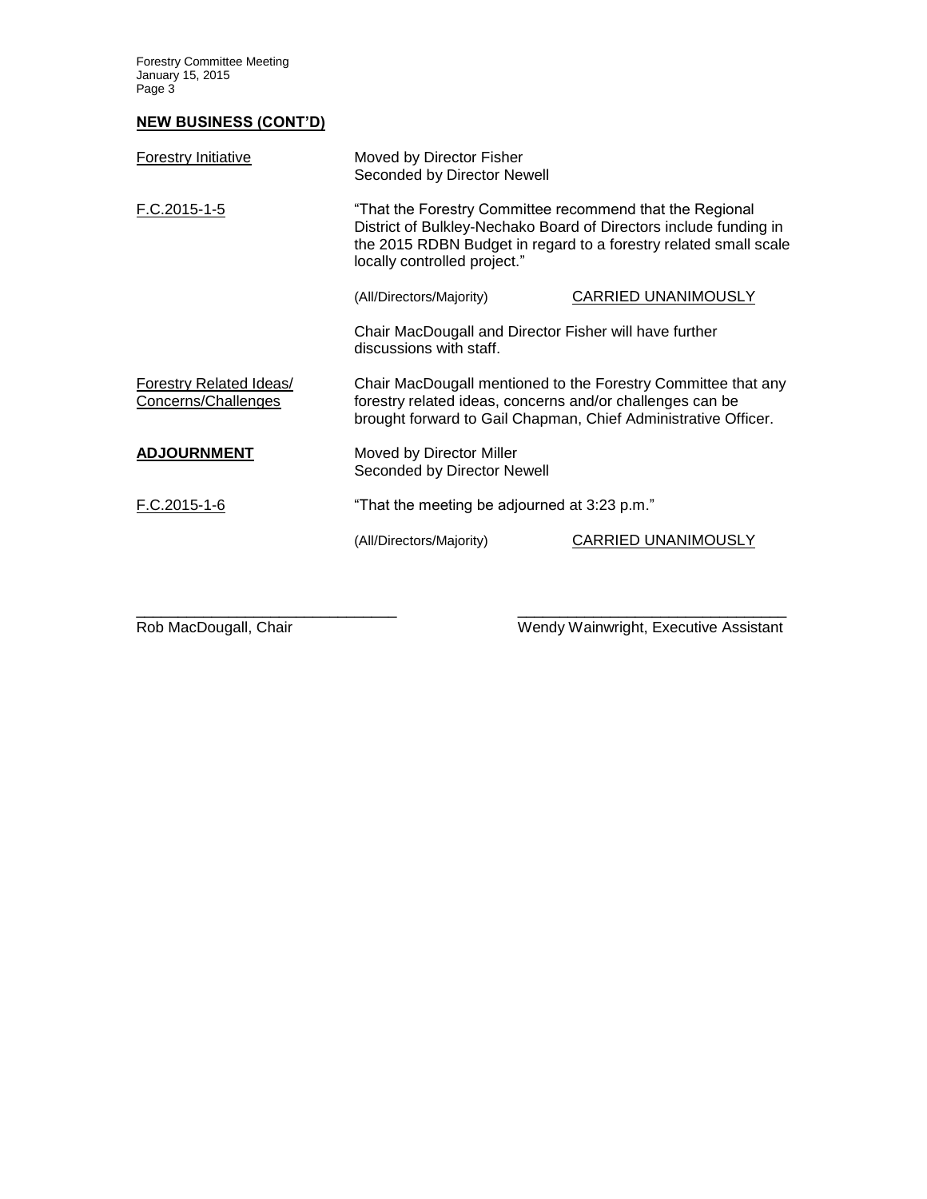**NEW BUSINESS (CONT'D)**

| | |
|---|---|
| Forestry Initiative | Moved by Director Fisher<br>Seconded by Director Newell |
| F.C.2015-1-5 | "That the Forestry Committee recommend that the Regional District of Bulkley-Nechako Board of Directors include funding in the 2015 RDBN Budget in regard to a forestry related small scale locally controlled project." |
| | (All/Directors/Majority) CARRIED UNANIMOUSLY |
| | Chair MacDougall and Director Fisher will have further discussions with staff. |
| Forestry Related Ideas/ Concerns/Challenges | Chair MacDougall mentioned to the Forestry Committee that any forestry related ideas, concerns and/or challenges can be brought forward to Gail Chapman, Chief Administrative Officer. |
| **ADJOURNMENT** | Moved by Director Miller<br>Seconded by Director Newell |
| F.C.2015-1-6 | "That the meeting be adjourned at 3:23 p.m." |
| | (All/Directors/Majority) CARRIED UNANIMOUSLY |

_______________________________
Rob MacDougall, Chair

_______________________________
Wendy Wainwright, Executive Assistant